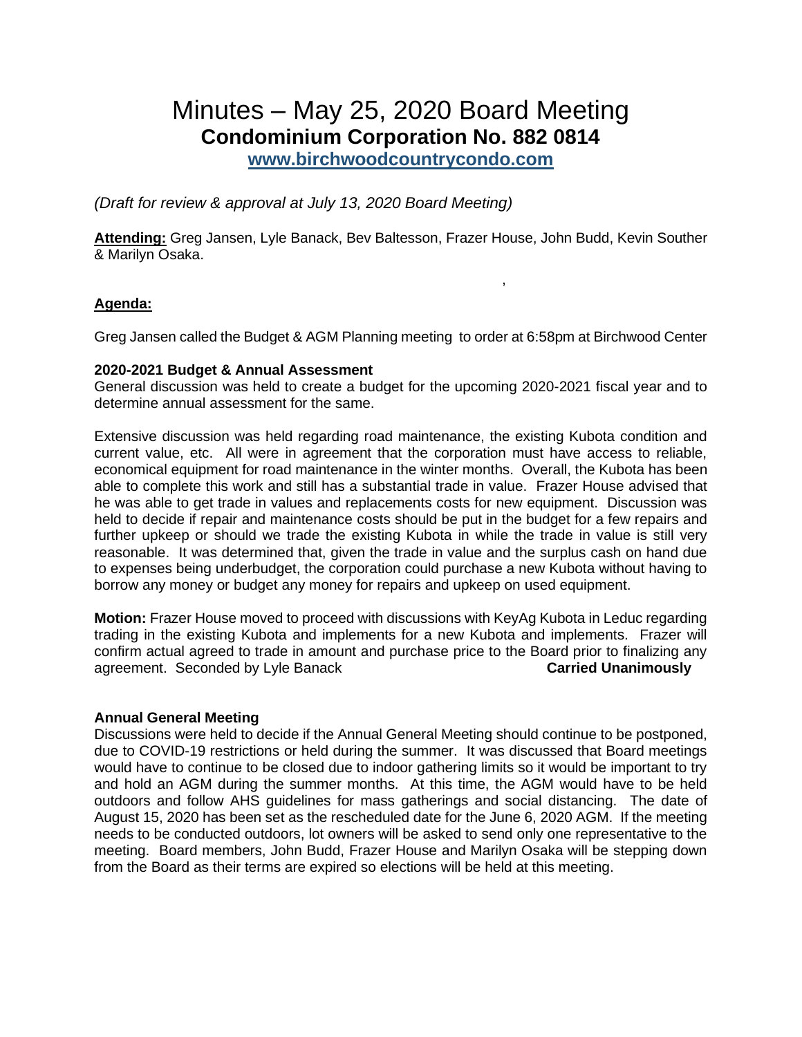# Minutes – May 25, 2020 Board Meeting
## Condominium Corporation No. 882 0814
**www.birchwoodcountrycondo.com**

*(Draft for review & approval at July 13, 2020 Board Meeting)*

**Attending:** Greg Jansen, Lyle Banack, Bev Baltesson, Frazer House, John Budd, Kevin Souther & Marilyn Osaka.

**Agenda:**

Greg Jansen called the Budget & AGM Planning meeting to order at 6:58pm at Birchwood Center

**2020-2021 Budget & Annual Assessment**
General discussion was held to create a budget for the upcoming 2020-2021 fiscal year and to determine annual assessment for the same.

Extensive discussion was held regarding road maintenance, the existing Kubota condition and current value, etc. All were in agreement that the corporation must have access to reliable, economical equipment for road maintenance in the winter months. Overall, the Kubota has been able to complete this work and still has a substantial trade in value. Frazer House advised that he was able to get trade in values and replacements costs for new equipment. Discussion was held to decide if repair and maintenance costs should be put in the budget for a few repairs and further upkeep or should we trade the existing Kubota in while the trade in value is still very reasonable. It was determined that, given the trade in value and the surplus cash on hand due to expenses being underbudget, the corporation could purchase a new Kubota without having to borrow any money or budget any money for repairs and upkeep on used equipment.

**Motion:** Frazer House moved to proceed with discussions with KeyAg Kubota in Leduc regarding trading in the existing Kubota and implements for a new Kubota and implements. Frazer will confirm actual agreed to trade in amount and purchase price to the Board prior to finalizing any agreement. Seconded by Lyle Banack **Carried Unanimously**

**Annual General Meeting**
Discussions were held to decide if the Annual General Meeting should continue to be postponed, due to COVID-19 restrictions or held during the summer. It was discussed that Board meetings would have to continue to be closed due to indoor gathering limits so it would be important to try and hold an AGM during the summer months. At this time, the AGM would have to be held outdoors and follow AHS guidelines for mass gatherings and social distancing. The date of August 15, 2020 has been set as the rescheduled date for the June 6, 2020 AGM. If the meeting needs to be conducted outdoors, lot owners will be asked to send only one representative to the meeting. Board members, John Budd, Frazer House and Marilyn Osaka will be stepping down from the Board as their terms are expired so elections will be held at this meeting.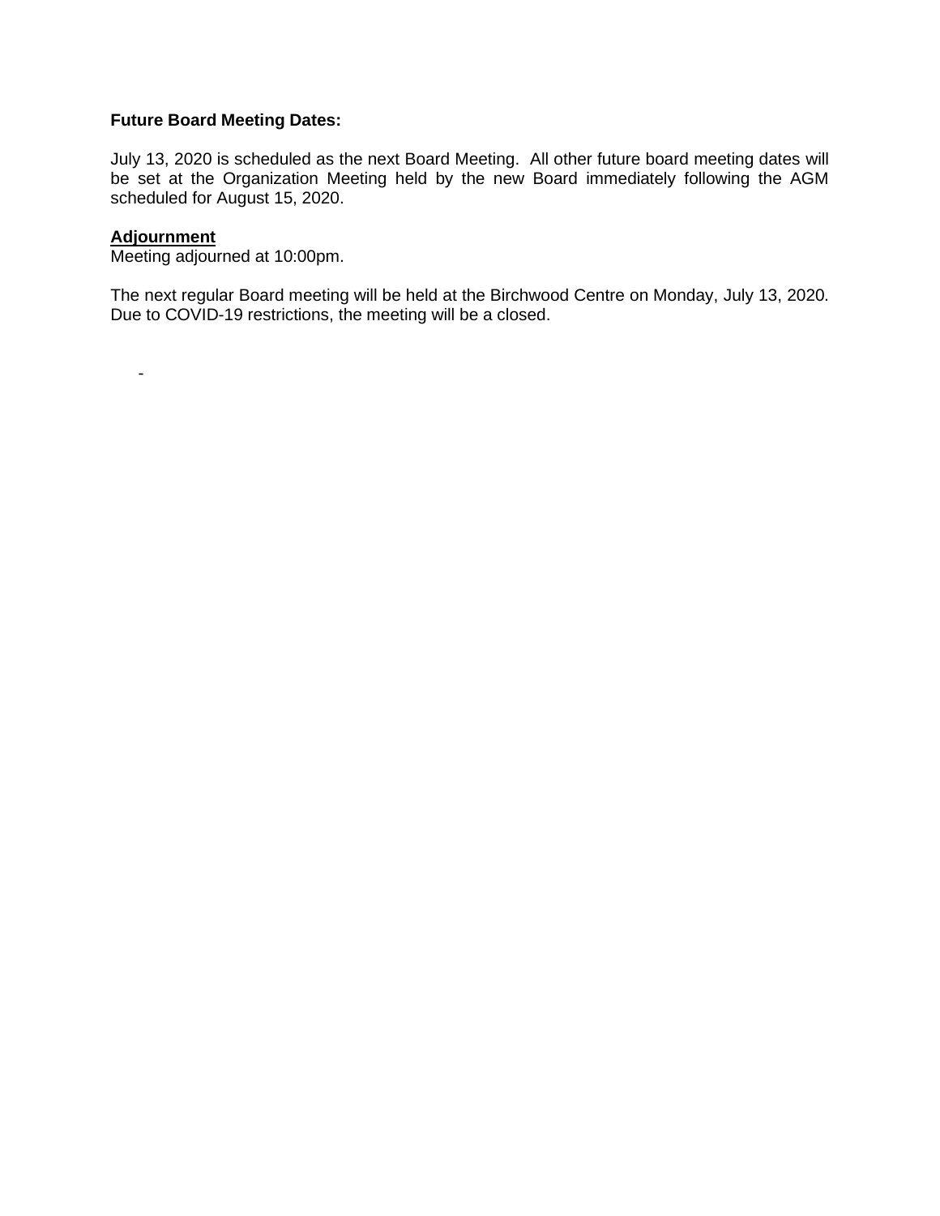**Future Board Meeting Dates:**

July 13, 2020 is scheduled as the next Board Meeting. All other future board meeting dates will be set at the Organization Meeting held by the new Board immediately following the AGM scheduled for August 15, 2020.

**<u>Adjournment</u>**
Meeting adjourned at 10:00pm.

The next regular Board meeting will be held at the Birchwood Centre on Monday, July 13, 2020. Due to COVID-19 restrictions, the meeting will be a closed.

-